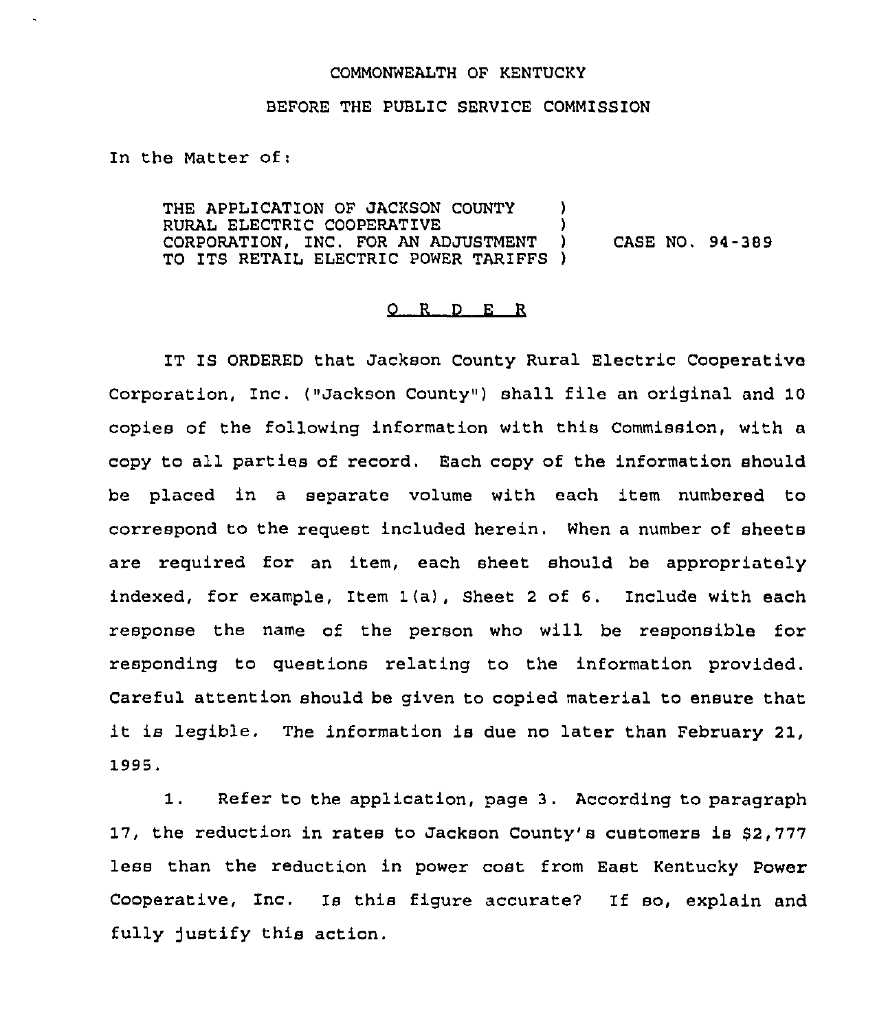COMMONWEALTH OF KENTUCKY

BEFORE THE PUBLIC SERVICE COMMISSION

In the Matter of:

THE APPLICATION OF JACKSON COUNTY )
RURAL ELECTRIC COOPERATIVE )
CORPORATION, INC. FOR AN ADJUSTMENT ) CASE NO. 94-389
TO ITS RETAIL ELECTRIC POWER TARIFFS )

## O R D E R

IT IS ORDERED that Jackson County Rural Electric Cooperative Corporation, Inc. ("Jackson County") shall file an original and 10 copies of the following information with this Commission, with a copy to all parties of record. Each copy of the information should be placed in a separate volume with each item numbered to correspond to the request included herein. When a number of sheets are required for an item, each sheet should be appropriately indexed, for example, Item 1(a), Sheet 2 of 6. Include with each response the name of the person who will be responsible for responding to questions relating to the information provided. Careful attention should be given to copied material to ensure that it is legible. The information is due no later than February 21, 1995.

1. Refer to the application, page 3. According to paragraph 17, the reduction in rates to Jackson County's customers is $2,777 less than the reduction in power cost from East Kentucky Power Cooperative, Inc. Is this figure accurate? If so, explain and fully justify this action.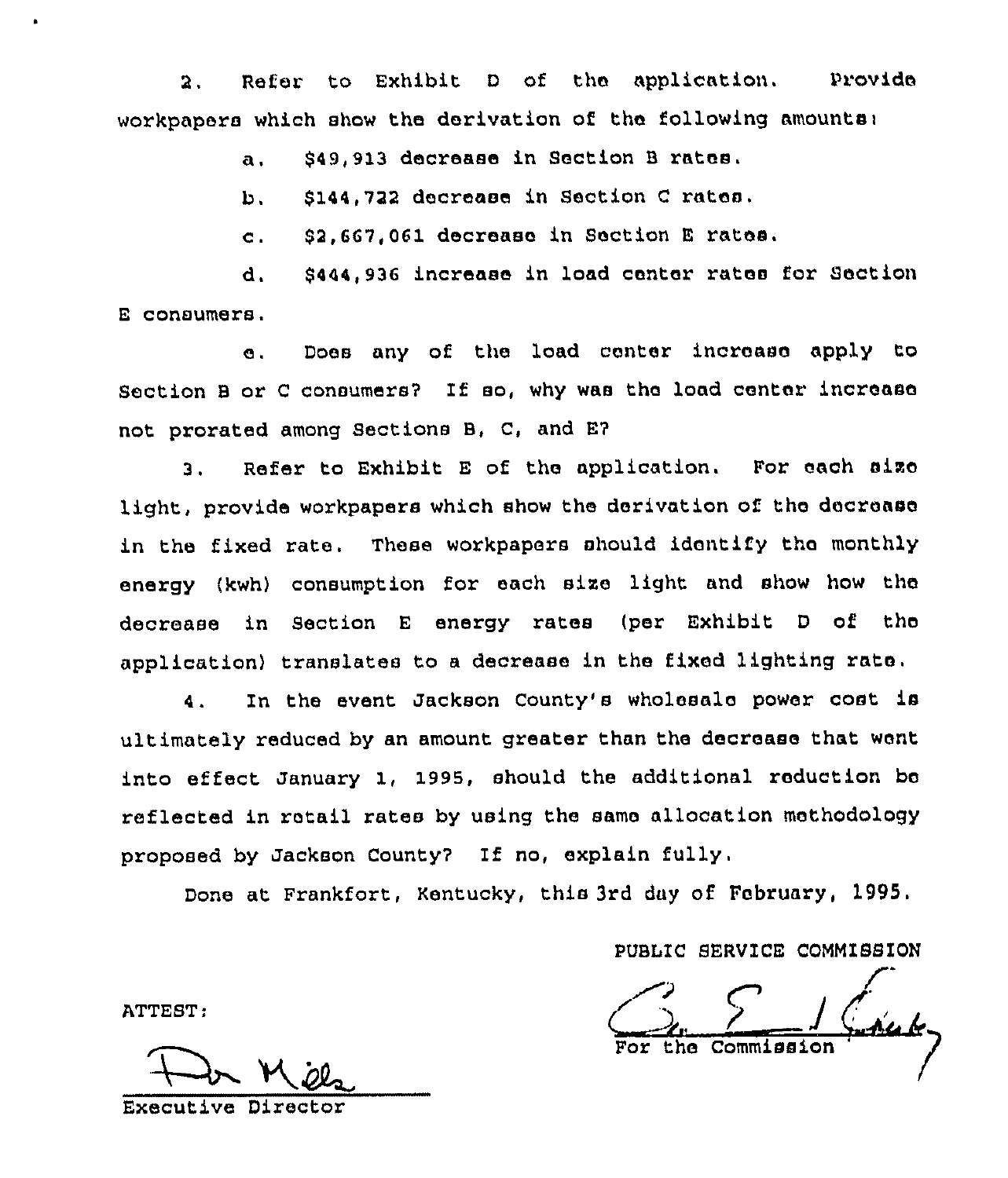2. Refer to Exhibit D of the application. Provide workpapers which show the derivation of the following amounts:

a. $49,913 decrease in Section B rates.

b. $144,722 decrease in Section C rates.

c. $2,667,061 decrease in Section E rates.

d. $444,936 increase in load center rates for Section E consumers.

e. Does any of the load center increase apply to Section B or C consumers? If so, why was the load center increase not prorated among Sections B, C, and E?

3. Refer to Exhibit E of the application. For each size light, provide workpapers which show the derivation of the decrease in the fixed rate. These workpapers should identify the monthly energy (kwh) consumption for each size light and show how the decrease in Section E energy rates (per Exhibit D of the application) translates to a decrease in the fixed lighting rate.

4. In the event Jackson County's wholesale power cost is ultimately reduced by an amount greater than the decrease that went into effect January 1, 1995, should the additional reduction be reflected in retail rates by using the same allocation methodology proposed by Jackson County? If no, explain fully.

Done at Frankfort, Kentucky, this 3rd day of February, 1995.

PUBLIC SERVICE COMMISSION

For the Commission

ATTEST:

Executive Director